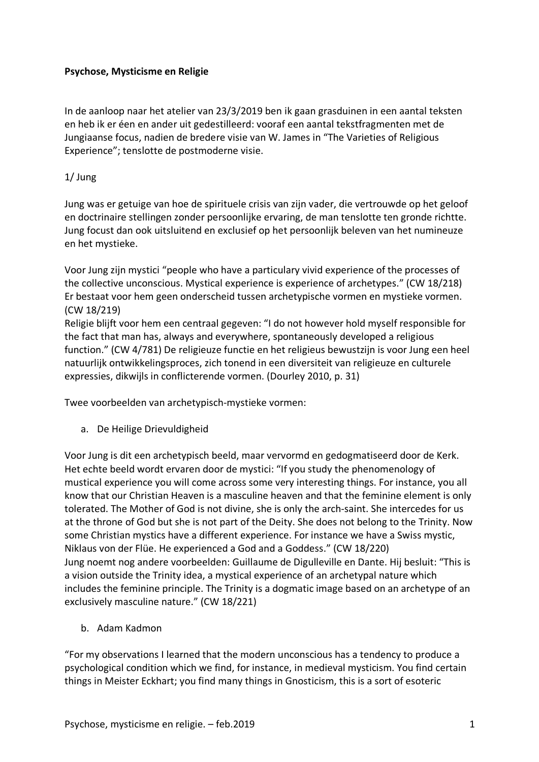**Psychose, Mysticisme en Religie**

In de aanloop naar het atelier van 23/3/2019 ben ik gaan grasduinen in een aantal teksten en heb ik er één en ander uit gedestilleerd: vooraf een aantal tekstfragmenten met de Jungiaanse focus, nadien de bredere visie van W. James in "The Varieties of Religious Experience"; tenslotte de postmoderne visie.

1/ Jung

Jung was er getuige van hoe de spirituele crisis van zijn vader, die vertrouwde op het geloof en doctrinaire stellingen zonder persoonlijke ervaring, de man tenslotte ten gronde richtte. Jung focust dan ook uitsluitend en exclusief op het persoonlijk beleven van het numineuze en het mystieke.

Voor Jung zijn mystici "people who have a particulary vivid experience of the processes of the collective unconscious. Mystical experience is experience of archetypes." (CW 18/218) Er bestaat voor hem geen onderscheid tussen archetypische vormen en mystieke vormen. (CW 18/219)
Religie blijft voor hem een centraal gegeven: "I do not however hold myself responsible for the fact that man has, always and everywhere, spontaneously developed a religious function." (CW 4/781) De religieuze functie en het religieus bewustzijn is voor Jung een heel natuurlijk ontwikkelingsproces, zich tonend in een diversiteit van religieuze en culturele expressies, dikwijls in conflicterende vormen. (Dourley 2010, p. 31)

Twee voorbeelden van archetypisch-mystieke vormen:

a. De Heilige Drievuldigheid

Voor Jung is dit een archetypisch beeld, maar vervormd en gedogmatiseerd door de Kerk. Het echte beeld wordt ervaren door de mystici: "If you study the phenomenology of mustical experience you will come across some very interesting things. For instance, you all know that our Christian Heaven is a masculine heaven and that the feminine element is only tolerated. The Mother of God is not divine, she is only the arch-saint. She intercedes for us at the throne of God but she is not part of the Deity. She does not belong to the Trinity. Now some Christian mystics have a different experience. For instance we have a Swiss mystic, Niklaus von der Flüe. He experienced a God and a Goddess." (CW 18/220)
Jung noemt nog andere voorbeelden: Guillaume de Digulleville en Dante. Hij besluit: "This is a vision outside the Trinity idea, a mystical experience of an archetypal nature which includes the feminine principle. The Trinity is a dogmatic image based on an archetype of an exclusively masculine nature." (CW 18/221)

b. Adam Kadmon

"For my observations I learned that the modern unconscious has a tendency to produce a psychological condition which we find, for instance, in medieval mysticism. You find certain things in Meister Eckhart; you find many things in Gnosticism, this is a sort of esoteric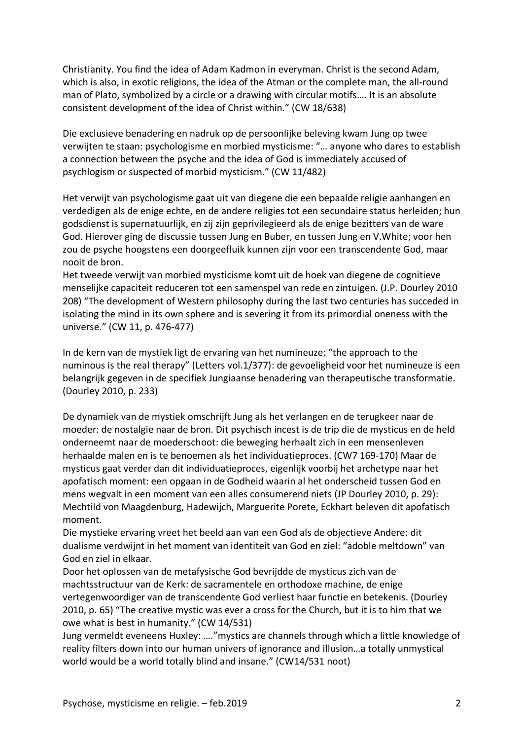Christianity. You find the idea of Adam Kadmon in everyman. Christ is the second Adam, which is also, in exotic religions, the idea of the Atman or the complete man, the all-round man of Plato, symbolized by a circle or a drawing with circular motifs…. It is an absolute consistent development of the idea of Christ within." (CW 18/638)

Die exclusieve benadering en nadruk op de persoonlijke beleving kwam Jung op twee verwijten te staan: psychologisme en morbied mysticisme: "… anyone who dares to establish a connection between the psyche and the idea of God is immediately accused of psychlogism or suspected of morbid mysticism." (CW 11/482)

Het verwijt van psychologisme gaat uit van diegene die een bepaalde religie aanhangen en verdedigen als de enige echte, en de andere religies tot een secundaire status herleiden; hun godsdienst is supernatuurlijk, en zij zijn geprivilegieerd als de enige bezitters van de ware God. Hierover ging de discussie tussen Jung en Buber, en tussen Jung en V.White; voor hen zou de psyche hoogstens een doorgeefluik kunnen zijn voor een transcendente God, maar nooit de bron.
Het tweede verwijt van morbied mysticisme komt uit de hoek van diegene de cognitieve menselijke capaciteit reduceren tot een samenspel van rede en zintuigen. (J.P. Dourley 2010 208) "The development of Western philosophy during the last two centuries has succeded in isolating the mind in its own sphere and is severing it from its primordial oneness with the universe." (CW 11, p. 476-477)

In de kern van de mystiek ligt de ervaring van het numineuze: "the approach to the numinous is the real therapy" (Letters vol.1/377): de gevoeligheid voor het numineuze is een belangrijk gegeven in de specifiek Jungiaanse benadering van therapeutische transformatie. (Dourley 2010, p. 233)

De dynamiek van de mystiek omschrijft Jung als het verlangen en de terugkeer naar de moeder: de nostalgie naar de bron. Dit psychisch incest is de trip die de mysticus en de held onderneemt naar de moederschoot: die beweging herhaalt zich in een mensenleven herhaalde malen en is te benoemen als het individuatieproces. (CW7 169-170) Maar de mysticus gaat verder dan dit individuatieproces, eigenlijk voorbij het archetype naar het apofatisch moment: een opgaan in de Godheid waarin al het onderscheid tussen God en mens wegvalt in een moment van een alles consumerend niets (JP Dourley 2010, p. 29): Mechtild von Maagdenburg, Hadewijch, Marguerite Porete, Eckhart beleven dit apofatisch moment.
Die mystieke ervaring vreet het beeld aan van een God als de objectieve Andere: dit dualisme verdwijnt in het moment van identiteit van God en ziel: "adoble meltdown" van God en ziel in elkaar.
Door het oplossen van de metafysische God bevrijdde de mysticus zich van de machtsstructuur van de Kerk: de sacramentele en orthodoxe machine, de enige vertegenwoordiger van de transcendente God verliest haar functie en betekenis. (Dourley 2010, p. 65) "The creative mystic was ever a cross for the Church, but it is to him that we owe what is best in humanity." (CW 14/531)
Jung vermeldt eveneens Huxley: …."mystics are channels through which a little knowledge of reality filters down into our human univers of ignorance and illusion…a totally unmystical world would be a world totally blind and insane." (CW14/531 noot)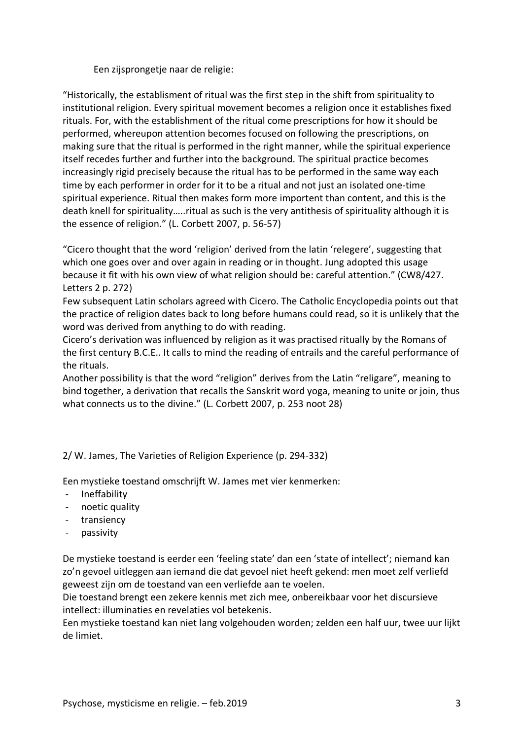Een zijsprongetje naar de religie:

“Historically, the establisment of ritual was the first step in the shift from spirituality to institutional religion. Every spiritual movement becomes a religion once it establishes fixed rituals. For, with the establishment of the ritual come prescriptions for how it should be performed, whereupon attention becomes focused on following the prescriptions, on making sure that the ritual is performed in the right manner, while the spiritual experience itself recedes further and further into the background. The spiritual practice becomes increasingly rigid precisely because the ritual has to be performed in the same way each time by each performer in order for it to be a ritual and not just an isolated one-time spiritual experience. Ritual then makes form more importent than content, and this is the death knell for spirituality…..ritual as such is the very antithesis of spirituality although it is the essence of religion.” (L. Corbett 2007, p. 56-57)

“Cicero thought that the word ‘religion’ derived from the latin ‘relegere’, suggesting that which one goes over and over again in reading or in thought. Jung adopted this usage because it fit with his own view of what religion should be: careful attention.” (CW8/427. Letters 2 p. 272)
Few subsequent Latin scholars agreed with Cicero. The Catholic Encyclopedia points out that the practice of religion dates back to long before humans could read, so it is unlikely that the word was derived from anything to do with reading.
Cicero’s derivation was influenced by religion as it was practised ritually by the Romans of the first century B.C.E.. It calls to mind the reading of entrails and the careful performance of the rituals.
Another possibility is that the word “religion” derives from the Latin “religare”, meaning to bind together, a derivation that recalls the Sanskrit word yoga, meaning to unite or join, thus what connects us to the divine.” (L. Corbett 2007, p. 253 noot 28)

2/ W. James, The Varieties of Religion Experience (p. 294-332)

Een mystieke toestand omschrijft W. James met vier kenmerken:

- Ineffability
- noetic quality
- transiency
- passivity

De mystieke toestand is eerder een ‘feeling state’ dan een ‘state of intellect’; niemand kan zo’n gevoel uitleggen aan iemand die dat gevoel niet heeft gekend: men moet zelf verliefd geweest zijn om de toestand van een verliefde aan te voelen.
Die toestand brengt een zekere kennis met zich mee, onbereikbaar voor het discursieve intellect: illuminaties en revelaties vol betekenis.
Een mystieke toestand kan niet lang volgehouden worden; zelden een half uur, twee uur lijkt de limiet.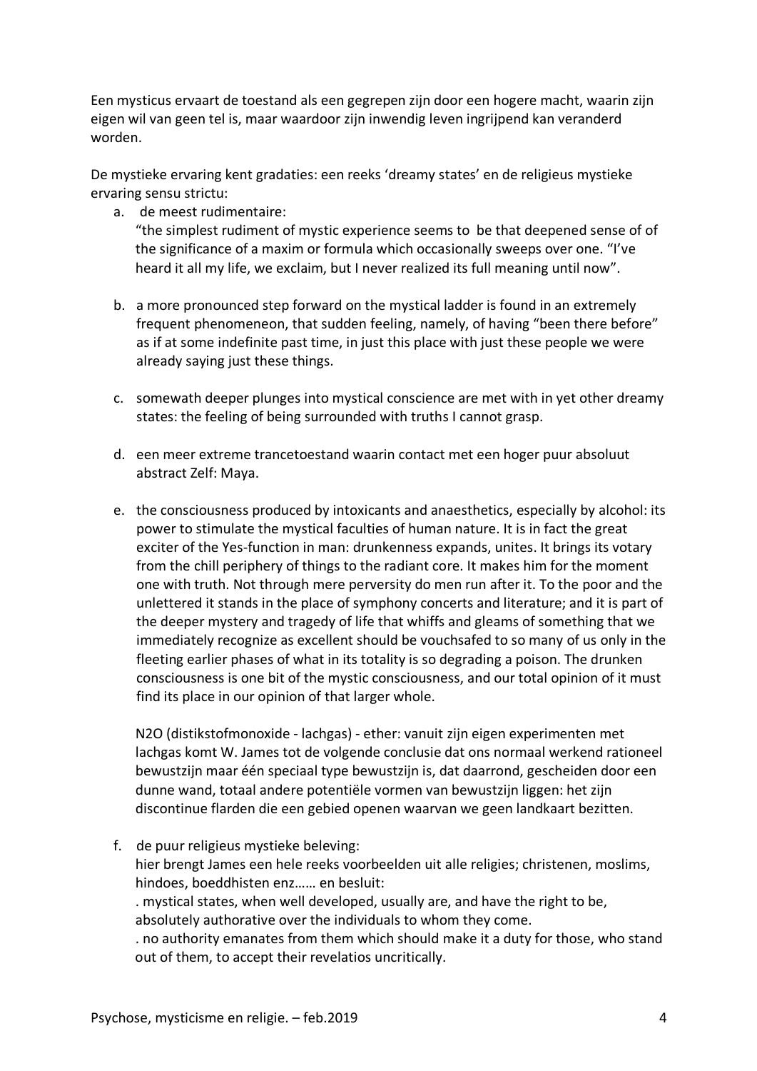Een mysticus ervaart de toestand als een gegrepen zijn door een hogere macht, waarin zijn eigen wil van geen tel is, maar waardoor zijn inwendig leven ingrijpend kan veranderd worden.

De mystieke ervaring kent gradaties: een reeks 'dreamy states' en de religieus mystieke ervaring sensu strictu:

a. de meest rudimentaire:
 "the simplest rudiment of mystic experience seems to be that deepened sense of of the significance of a maxim or formula which occasionally sweeps over one. "I've heard it all my life, we exclaim, but I never realized its full meaning until now".

b. a more pronounced step forward on the mystical ladder is found in an extremely frequent phenomeneon, that sudden feeling, namely, of having "been there before" as if at some indefinite past time, in just this place with just these people we were already saying just these things.

c. somewath deeper plunges into mystical conscience are met with in yet other dreamy states: the feeling of being surrounded with truths I cannot grasp.

d. een meer extreme trancetoestand waarin contact met een hoger puur absoluut abstract Zelf: Maya.

e. the consciousness produced by intoxicants and anaesthetics, especially by alcohol: its power to stimulate the mystical faculties of human nature. It is in fact the great exciter of the Yes-function in man: drunkenness expands, unites. It brings its votary from the chill periphery of things to the radiant core. It makes him for the moment one with truth. Not through mere perversity do men run after it. To the poor and the unlettered it stands in the place of symphony concerts and literature; and it is part of the deeper mystery and tragedy of life that whiffs and gleams of something that we immediately recognize as excellent should be vouchsafed to so many of us only in the fleeting earlier phases of what in its totality is so degrading a poison. The drunken consciousness is one bit of the mystic consciousness, and our total opinion of it must find its place in our opinion of that larger whole.

 $N_2O$ (distikstofmonoxide - lachgas) - ether: vanuit zijn eigen experimenten met lachgas komt W. James tot de volgende conclusie dat ons normaal werkend rationeel bewustzijn maar één speciaal type bewustzijn is, dat daarrond, gescheiden door een dunne wand, totaal andere potentiële vormen van bewustzijn liggen: het zijn discontinue flarden die een gebied openen waarvan we geen landkaart bezitten.

f. de puur religieus mystieke beleving:
 hier brengt James een hele reeks voorbeelden uit alle religies; christenen, moslims, hindoes, boeddhisten enz…… en besluit:
 . mystical states, when well developed, usually are, and have the right to be, absolutely authorative over the individuals to whom they come.
 . no authority emanates from them which should make it a duty for those, who stand out of them, to accept their revelatios uncritically.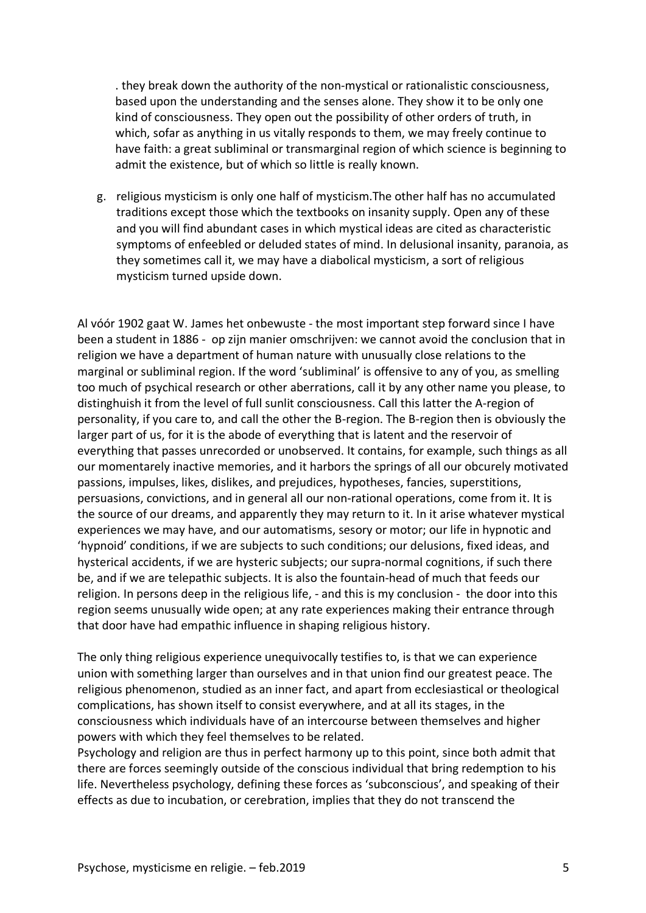. they break down the authority of the non-mystical or rationalistic consciousness, based upon the understanding and the senses alone. They show it to be only one kind of consciousness. They open out the possibility of other orders of truth, in which, sofar as anything in us vitally responds to them, we may freely continue to have faith: a great subliminal or transmarginal region of which science is beginning to admit the existence, but of which so little is really known.

g. religious mysticism is only one half of mysticism.The other half has no accumulated traditions except those which the textbooks on insanity supply. Open any of these and you will find abundant cases in which mystical ideas are cited as characteristic symptoms of enfeebled or deluded states of mind. In delusional insanity, paranoia, as they sometimes call it, we may have a diabolical mysticism, a sort of religious mysticism turned upside down.

Al vóór 1902 gaat W. James het onbewuste - the most important step forward since I have been a student in 1886 - op zijn manier omschrijven: we cannot avoid the conclusion that in religion we have a department of human nature with unusually close relations to the marginal or subliminal region. If the word 'subliminal' is offensive to any of you, as smelling too much of psychical research or other aberrations, call it by any other name you please, to distinghuish it from the level of full sunlit consciousness. Call this latter the A-region of personality, if you care to, and call the other the B-region. The B-region then is obviously the larger part of us, for it is the abode of everything that is latent and the reservoir of everything that passes unrecorded or unobserved. It contains, for example, such things as all our momentarely inactive memories, and it harbors the springs of all our obcurely motivated passions, impulses, likes, dislikes, and prejudices, hypotheses, fancies, superstitions, persuasions, convictions, and in general all our non-rational operations, come from it. It is the source of our dreams, and apparently they may return to it. In it arise whatever mystical experiences we may have, and our automatisms, sesory or motor; our life in hypnotic and 'hypnoid' conditions, if we are subjects to such conditions; our delusions, fixed ideas, and hysterical accidents, if we are hysteric subjects; our supra-normal cognitions, if such there be, and if we are telepathic subjects. It is also the fountain-head of much that feeds our religion. In persons deep in the religious life, - and this is my conclusion - the door into this region seems unusually wide open; at any rate experiences making their entrance through that door have had empathic influence in shaping religious history.

The only thing religious experience unequivocally testifies to, is that we can experience union with something larger than ourselves and in that union find our greatest peace. The religious phenomenon, studied as an inner fact, and apart from ecclesiastical or theological complications, has shown itself to consist everywhere, and at all its stages, in the consciousness which individuals have of an intercourse between themselves and higher powers with which they feel themselves to be related.
Psychology and religion are thus in perfect harmony up to this point, since both admit that there are forces seemingly outside of the conscious individual that bring redemption to his life. Nevertheless psychology, defining these forces as 'subconscious', and speaking of their effects as due to incubation, or cerebration, implies that they do not transcend the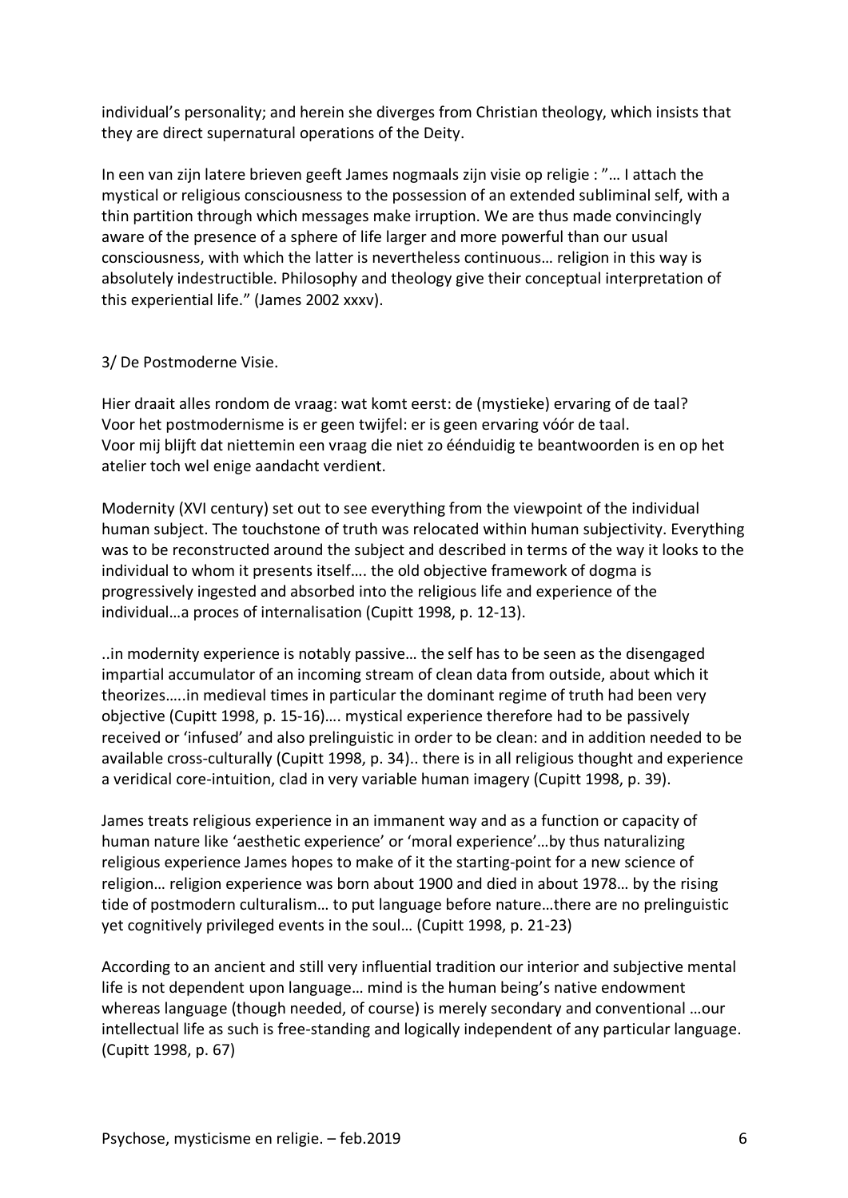individual's personality; and herein she diverges from Christian theology, which insists that they are direct supernatural operations of the Deity.

In een van zijn latere brieven geeft James nogmaals zijn visie op religie : "… I attach the mystical or religious consciousness to the possession of an extended subliminal self, with a thin partition through which messages make irruption. We are thus made convincingly aware of the presence of a sphere of life larger and more powerful than our usual consciousness, with which the latter is nevertheless continuous… religion in this way is absolutely indestructible. Philosophy and theology give their conceptual interpretation of this experiential life." (James 2002 xxxv).

3/ De Postmoderne Visie.

Hier draait alles rondom de vraag: wat komt eerst: de (mystieke) ervaring of de taal?
Voor het postmodernisme is er geen twijfel: er is geen ervaring vóór de taal.
Voor mij blijft dat niettemin een vraag die niet zo éénduidig te beantwoorden is en op het atelier toch wel enige aandacht verdient.

Modernity (XVI century) set out to see everything from the viewpoint of the individual human subject. The touchstone of truth was relocated within human subjectivity. Everything was to be reconstructed around the subject and described in terms of the way it looks to the individual to whom it presents itself…. the old objective framework of dogma is progressively ingested and absorbed into the religious life and experience of the individual…a proces of internalisation (Cupitt 1998, p. 12-13).

..in modernity experience is notably passive… the self has to be seen as the disengaged impartial accumulator of an incoming stream of clean data from outside, about which it theorizes…..in medieval times in particular the dominant regime of truth had been very objective (Cupitt 1998, p. 15-16)…. mystical experience therefore had to be passively received or 'infused' and also prelinguistic in order to be clean: and in addition needed to be available cross-culturally (Cupitt 1998, p. 34).. there is in all religious thought and experience a veridical core-intuition, clad in very variable human imagery (Cupitt 1998, p. 39).

James treats religious experience in an immanent way and as a function or capacity of human nature like 'aesthetic experience' or 'moral experience'…by thus naturalizing religious experience James hopes to make of it the starting-point for a new science of religion… religion experience was born about 1900 and died in about 1978… by the rising tide of postmodern culturalism… to put language before nature…there are no prelinguistic yet cognitively privileged events in the soul… (Cupitt 1998, p. 21-23)

According to an ancient and still very influential tradition our interior and subjective mental life is not dependent upon language… mind is the human being's native endowment whereas language (though needed, of course) is merely secondary and conventional …our intellectual life as such is free-standing and logically independent of any particular language. (Cupitt 1998, p. 67)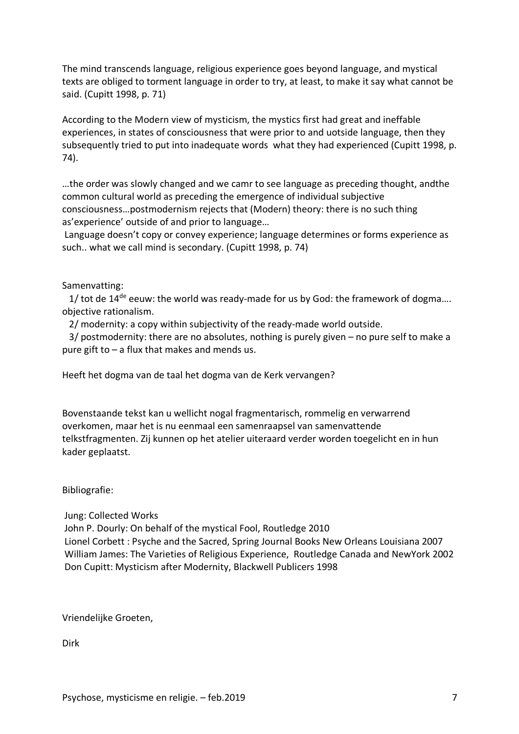The mind transcends language, religious experience goes beyond language, and mystical texts are obliged to torment language in order to try, at least, to make it say what cannot be said. (Cupitt 1998, p. 71)

According to the Modern view of mysticism, the mystics first had great and ineffable experiences, in states of consciousness that were prior to and uotside language, then they subsequently tried to put into inadequate words what they had experienced (Cupitt 1998, p. 74).

…the order was slowly changed and we camr to see language as preceding thought, andthe common cultural world as preceding the emergence of individual subjective consciousness…postmodernism rejects that (Modern) theory: there is no such thing as'experience' outside of and prior to language…

Language doesn't copy or convey experience; language determines or forms experience as such.. what we call mind is secondary. (Cupitt 1998, p. 74)

Samenvatting:

1/ tot de 14de eeuw: the world was ready-made for us by God: the framework of dogma…. objective rationalism.

2/ modernity: a copy within subjectivity of the ready-made world outside.

3/ postmodernity: there are no absolutes, nothing is purely given – no pure self to make a pure gift to – a flux that makes and mends us.

Heeft het dogma van de taal het dogma van de Kerk vervangen?

Bovenstaande tekst kan u wellicht nogal fragmentarisch, rommelig en verwarrend overkomen, maar het is nu eenmaal een samenraapsel van samenvattende telkstfragmenten. Zij kunnen op het atelier uiteraard verder worden toegelicht en in hun kader geplaatst.

Bibliografie:

Jung: Collected Works
John P. Dourly: On behalf of the mystical Fool, Routledge 2010
Lionel Corbett : Psyche and the Sacred, Spring Journal Books New Orleans Louisiana 2007
William James: The Varieties of Religious Experience, Routledge Canada and NewYork 2002
Don Cupitt: Mysticism after Modernity, Blackwell Publicers 1998

Vriendelijke Groeten,

Dirk